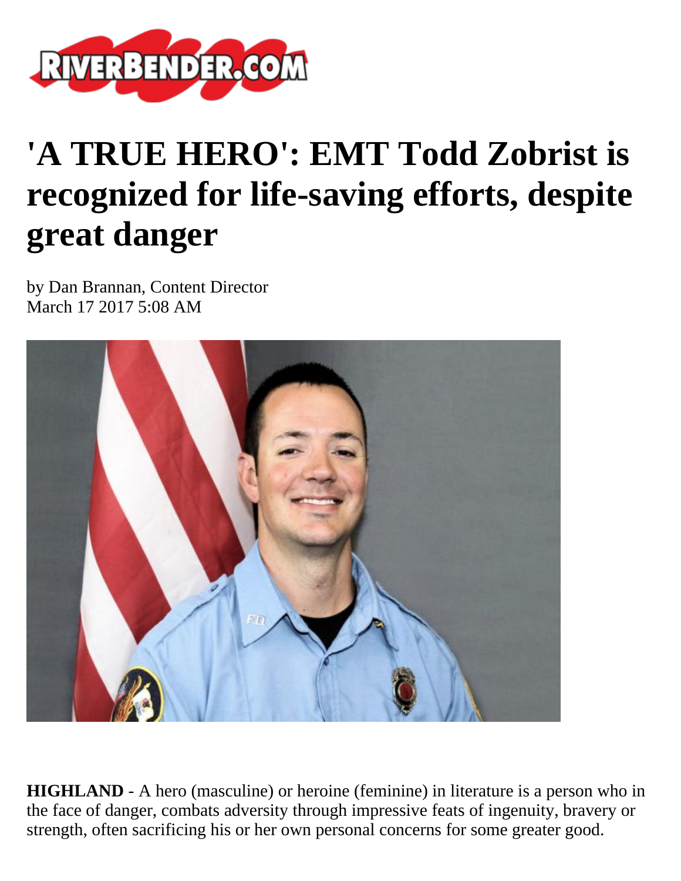# 'A TRUE HERO': EMT Todd Zobrist is recognized for life-saving efforts, despite great danger

by Dan Brannan, Content Director
March 17 2017 5:08 AM

**HIGHLAND** - A hero (masculine) or heroine (feminine) in literature is a person who in the face of danger, combats adversity through impressive feats of ingenuity, bravery or strength, often sacrificing his or her own personal concerns for some greater good.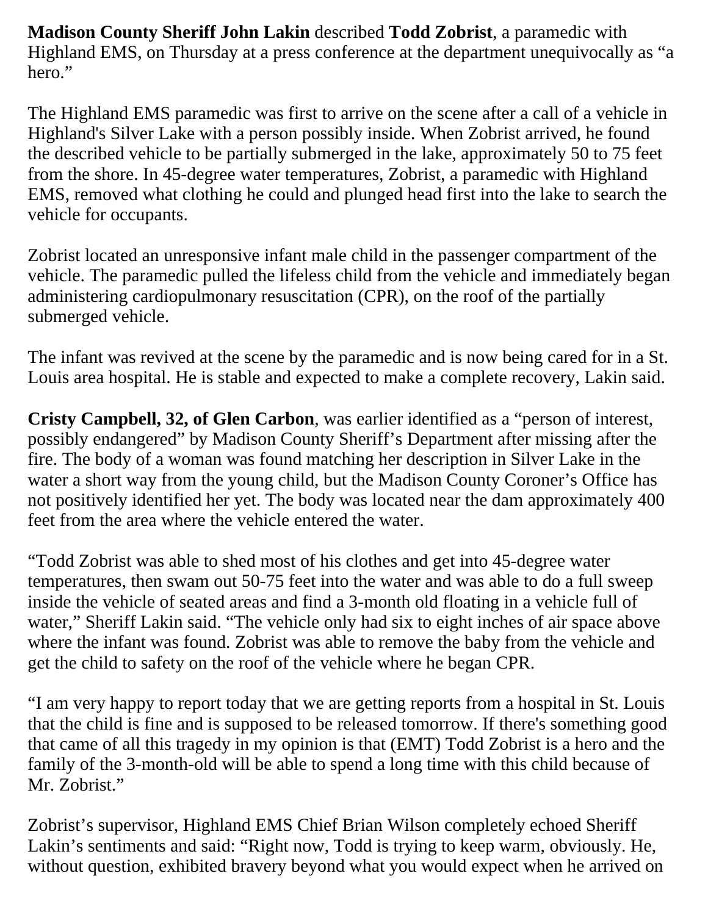**Madison County Sheriff John Lakin** described **Todd Zobrist**, a paramedic with Highland EMS, on Thursday at a press conference at the department unequivocally as “a hero.”

The Highland EMS paramedic was first to arrive on the scene after a call of a vehicle in Highland's Silver Lake with a person possibly inside. When Zobrist arrived, he found the described vehicle to be partially submerged in the lake, approximately 50 to 75 feet from the shore. In 45-degree water temperatures, Zobrist, a paramedic with Highland EMS, removed what clothing he could and plunged head first into the lake to search the vehicle for occupants.

Zobrist located an unresponsive infant male child in the passenger compartment of the vehicle. The paramedic pulled the lifeless child from the vehicle and immediately began administering cardiopulmonary resuscitation (CPR), on the roof of the partially submerged vehicle.

The infant was revived at the scene by the paramedic and is now being cared for in a St. Louis area hospital. He is stable and expected to make a complete recovery, Lakin said.

**Cristy Campbell, 32, of Glen Carbon**, was earlier identified as a “person of interest, possibly endangered” by Madison County Sheriff’s Department after missing after the fire. The body of a woman was found matching her description in Silver Lake in the water a short way from the young child, but the Madison County Coroner’s Office has not positively identified her yet. The body was located near the dam approximately 400 feet from the area where the vehicle entered the water.

“Todd Zobrist was able to shed most of his clothes and get into 45-degree water temperatures, then swam out 50-75 feet into the water and was able to do a full sweep inside the vehicle of seated areas and find a 3-month old floating in a vehicle full of water,” Sheriff Lakin said. “The vehicle only had six to eight inches of air space above where the infant was found. Zobrist was able to remove the baby from the vehicle and get the child to safety on the roof of the vehicle where he began CPR.

“I am very happy to report today that we are getting reports from a hospital in St. Louis that the child is fine and is supposed to be released tomorrow. If there's something good that came of all this tragedy in my opinion is that (EMT) Todd Zobrist is a hero and the family of the 3-month-old will be able to spend a long time with this child because of Mr. Zobrist.”

Zobrist’s supervisor, Highland EMS Chief Brian Wilson completely echoed Sheriff Lakin’s sentiments and said: “Right now, Todd is trying to keep warm, obviously. He, without question, exhibited bravery beyond what you would expect when he arrived on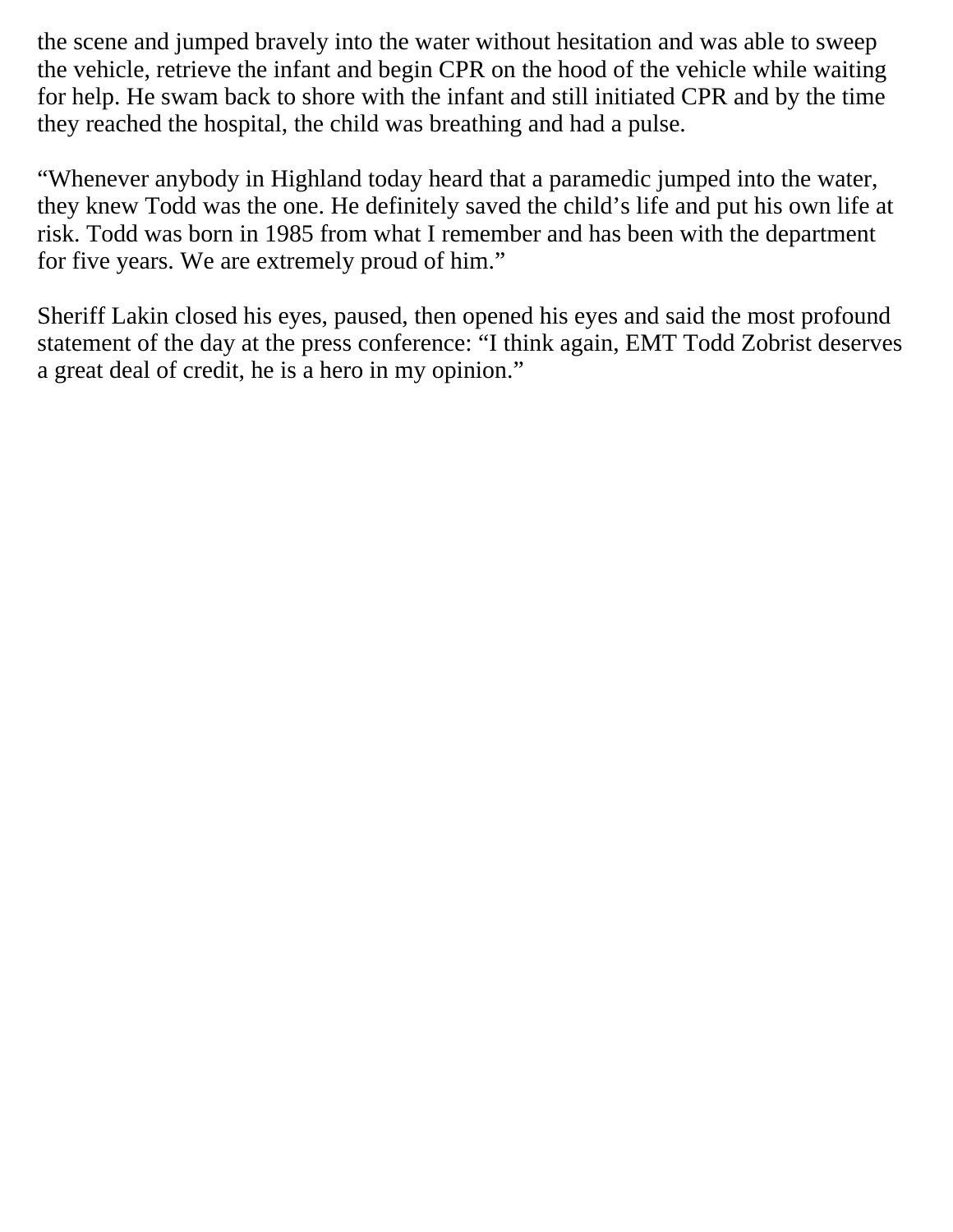the scene and jumped bravely into the water without hesitation and was able to sweep the vehicle, retrieve the infant and begin CPR on the hood of the vehicle while waiting for help. He swam back to shore with the infant and still initiated CPR and by the time they reached the hospital, the child was breathing and had a pulse.

“Whenever anybody in Highland today heard that a paramedic jumped into the water, they knew Todd was the one. He definitely saved the child’s life and put his own life at risk. Todd was born in 1985 from what I remember and has been with the department for five years. We are extremely proud of him.”

Sheriff Lakin closed his eyes, paused, then opened his eyes and said the most profound statement of the day at the press conference: “I think again, EMT Todd Zobrist deserves a great deal of credit, he is a hero in my opinion.”